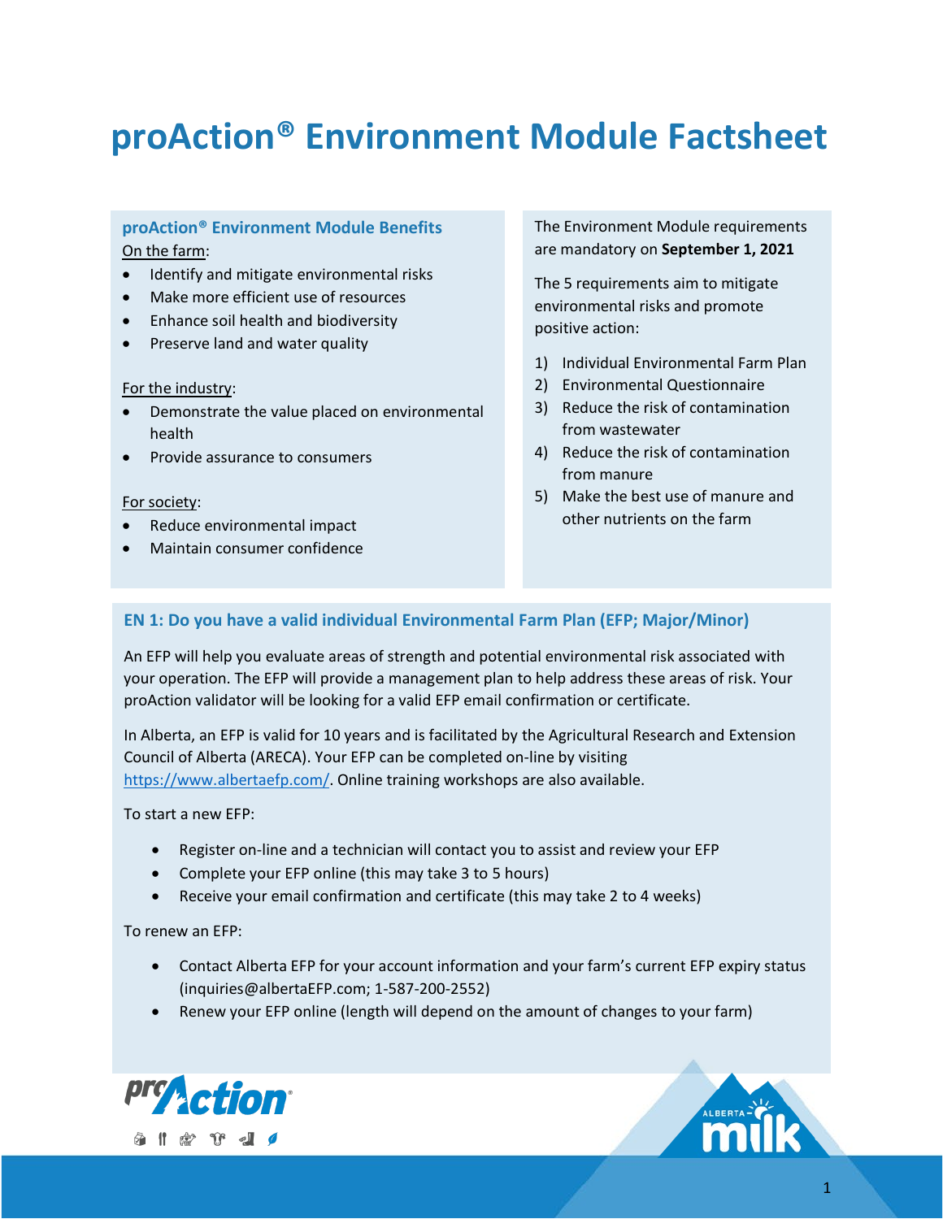# proAction® Environment Module Factsheet

## proAction® Environment Module Benefits

On the farm:

- Identify and mitigate environmental risks
- Make more efficient use of resources
- Enhance soil health and biodiversity
- Preserve land and water quality

For the industry:

- Demonstrate the value placed on environmental health
- Provide assurance to consumers

For society:

- Reduce environmental impact
- Maintain consumer confidence

The Environment Module requirements are mandatory on **September 1, 2021**

The 5 requirements aim to mitigate environmental risks and promote positive action:

1) Individual Environmental Farm Plan
2) Environmental Questionnaire
3) Reduce the risk of contamination from wastewater
4) Reduce the risk of contamination from manure
5) Make the best use of manure and other nutrients on the farm

## EN 1: Do you have a valid individual Environmental Farm Plan (EFP; Major/Minor)

An EFP will help you evaluate areas of strength and potential environmental risk associated with your operation. The EFP will provide a management plan to help address these areas of risk. Your proAction validator will be looking for a valid EFP email confirmation or certificate.

In Alberta, an EFP is valid for 10 years and is facilitated by the Agricultural Research and Extension Council of Alberta (ARECA). Your EFP can be completed on-line by visiting https://www.albertaefp.com/. Online training workshops are also available.

To start a new EFP:

- Register on-line and a technician will contact you to assist and review your EFP
- Complete your EFP online (this may take 3 to 5 hours)
- Receive your email confirmation and certificate (this may take 2 to 4 weeks)

To renew an EFP:

- Contact Alberta EFP for your account information and your farm's current EFP expiry status (inquiries@albertaEFP.com; 1-587-200-2552)
- Renew your EFP online (length will depend on the amount of changes to your farm)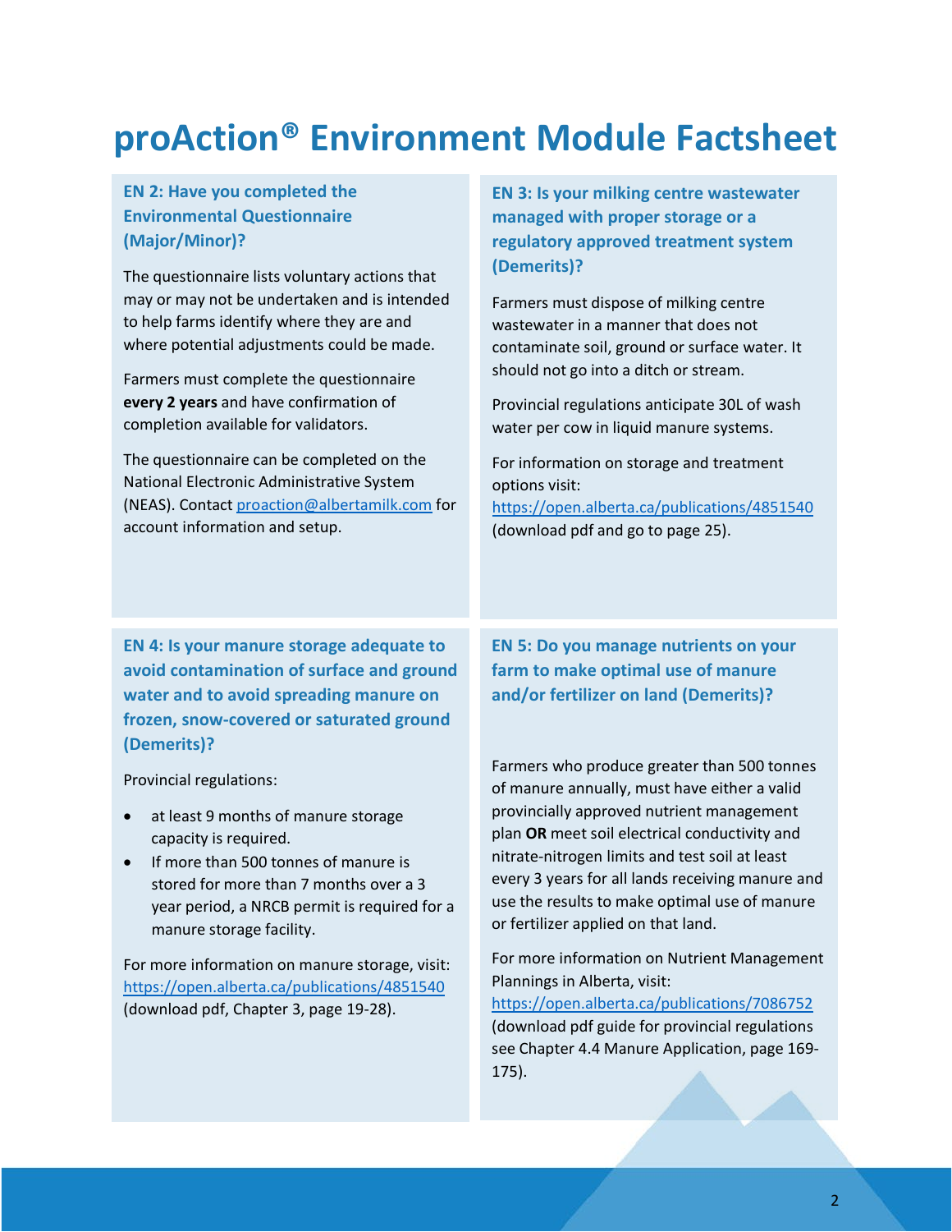# proAction® Environment Module Factsheet

### EN 2: Have you completed the Environmental Questionnaire (Major/Minor)?

The questionnaire lists voluntary actions that may or may not be undertaken and is intended to help farms identify where they are and where potential adjustments could be made.

Farmers must complete the questionnaire **every 2 years** and have confirmation of completion available for validators.

The questionnaire can be completed on the National Electronic Administrative System (NEAS). Contact proaction@albertamilk.com for account information and setup.

### EN 3: Is your milking centre wastewater managed with proper storage or a regulatory approved treatment system (Demerits)?

Farmers must dispose of milking centre wastewater in a manner that does not contaminate soil, ground or surface water. It should not go into a ditch or stream.

Provincial regulations anticipate 30L of wash water per cow in liquid manure systems.

For information on storage and treatment options visit: https://open.alberta.ca/publications/4851540 (download pdf and go to page 25).

### EN 4: Is your manure storage adequate to avoid contamination of surface and ground water and to avoid spreading manure on frozen, snow-covered or saturated ground (Demerits)?

Provincial regulations:

- at least 9 months of manure storage capacity is required.
- If more than 500 tonnes of manure is stored for more than 7 months over a 3 year period, a NRCB permit is required for a manure storage facility.

For more information on manure storage, visit: https://open.alberta.ca/publications/4851540 (download pdf, Chapter 3, page 19-28).

### EN 5: Do you manage nutrients on your farm to make optimal use of manure and/or fertilizer on land (Demerits)?

Farmers who produce greater than 500 tonnes of manure annually, must have either a valid provincially approved nutrient management plan **OR** meet soil electrical conductivity and nitrate-nitrogen limits and test soil at least every 3 years for all lands receiving manure and use the results to make optimal use of manure or fertilizer applied on that land.

For more information on Nutrient Management Plannings in Alberta, visit: https://open.alberta.ca/publications/7086752 (download pdf guide for provincial regulations see Chapter 4.4 Manure Application, page 169-175).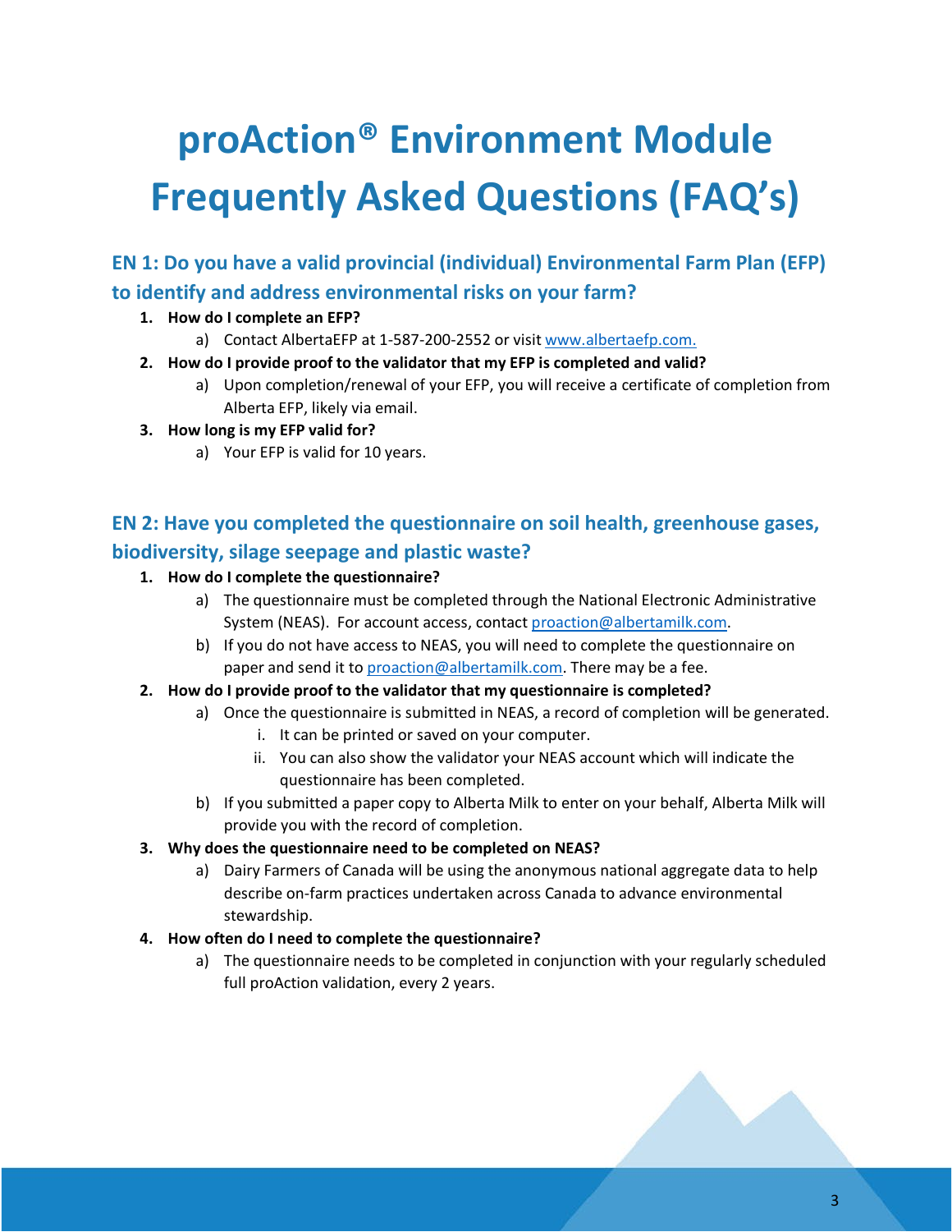# proAction® Environment Module Frequently Asked Questions (FAQ's)

## EN 1: Do you have a valid provincial (individual) Environmental Farm Plan (EFP) to identify and address environmental risks on your farm?

1. **How do I complete an EFP?**
   a) Contact AlbertaEFP at 1-587-200-2552 or visit www.albertaefp.com.
2. **How do I provide proof to the validator that my EFP is completed and valid?**
   a) Upon completion/renewal of your EFP, you will receive a certificate of completion from Alberta EFP, likely via email.
3. **How long is my EFP valid for?**
   a) Your EFP is valid for 10 years.

## EN 2: Have you completed the questionnaire on soil health, greenhouse gases, biodiversity, silage seepage and plastic waste?

1. **How do I complete the questionnaire?**
   a) The questionnaire must be completed through the National Electronic Administrative System (NEAS). For account access, contact proaction@albertamilk.com.
   b) If you do not have access to NEAS, you will need to complete the questionnaire on paper and send it to proaction@albertamilk.com. There may be a fee.
2. **How do I provide proof to the validator that my questionnaire is completed?**
   a) Once the questionnaire is submitted in NEAS, a record of completion will be generated.
      i. It can be printed or saved on your computer.
      ii. You can also show the validator your NEAS account which will indicate the questionnaire has been completed.
   b) If you submitted a paper copy to Alberta Milk to enter on your behalf, Alberta Milk will provide you with the record of completion.
3. **Why does the questionnaire need to be completed on NEAS?**
   a) Dairy Farmers of Canada will be using the anonymous national aggregate data to help describe on-farm practices undertaken across Canada to advance environmental stewardship.
4. **How often do I need to complete the questionnaire?**
   a) The questionnaire needs to be completed in conjunction with your regularly scheduled full proAction validation, every 2 years.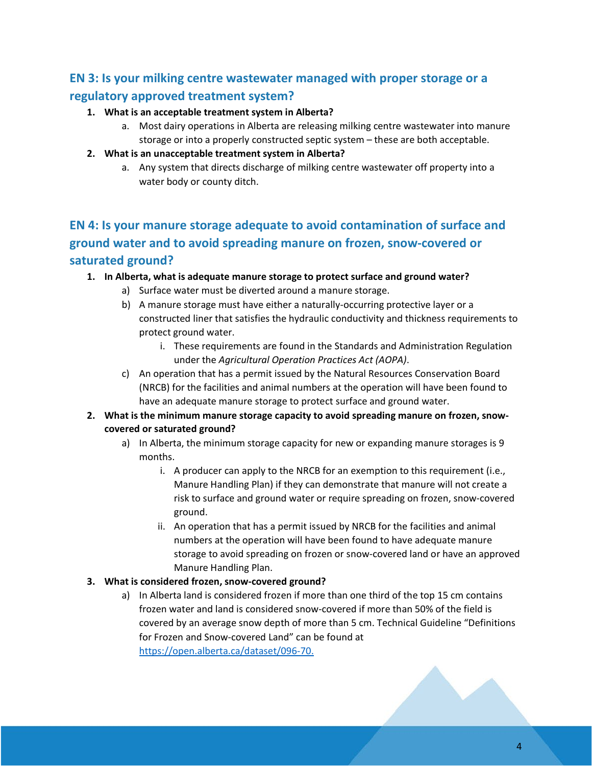## EN 3: Is your milking centre wastewater managed with proper storage or a regulatory approved treatment system?

1. **What is an acceptable treatment system in Alberta?**
   a. Most dairy operations in Alberta are releasing milking centre wastewater into manure storage or into a properly constructed septic system – these are both acceptable.
2. **What is an unacceptable treatment system in Alberta?**
   a. Any system that directs discharge of milking centre wastewater off property into a water body or county ditch.

## EN 4: Is your manure storage adequate to avoid contamination of surface and ground water and to avoid spreading manure on frozen, snow-covered or saturated ground?

1. **In Alberta, what is adequate manure storage to protect surface and ground water?**
   a) Surface water must be diverted around a manure storage.
   b) A manure storage must have either a naturally-occurring protective layer or a constructed liner that satisfies the hydraulic conductivity and thickness requirements to protect ground water.
      i. These requirements are found in the Standards and Administration Regulation under the *Agricultural Operation Practices Act (AOPA)*.
   c) An operation that has a permit issued by the Natural Resources Conservation Board (NRCB) for the facilities and animal numbers at the operation will have been found to have an adequate manure storage to protect surface and ground water.
2. **What is the minimum manure storage capacity to avoid spreading manure on frozen, snow-covered or saturated ground?**
   a) In Alberta, the minimum storage capacity for new or expanding manure storages is 9 months.
      i. A producer can apply to the NRCB for an exemption to this requirement (i.e., Manure Handling Plan) if they can demonstrate that manure will not create a risk to surface and ground water or require spreading on frozen, snow-covered ground.
      ii. An operation that has a permit issued by NRCB for the facilities and animal numbers at the operation will have been found to have adequate manure storage to avoid spreading on frozen or snow-covered land or have an approved Manure Handling Plan.
3. **What is considered frozen, snow-covered ground?**
   a) In Alberta land is considered frozen if more than one third of the top 15 cm contains frozen water and land is considered snow-covered if more than 50% of the field is covered by an average snow depth of more than 5 cm. Technical Guideline "Definitions for Frozen and Snow-covered Land" can be found at [https://open.alberta.ca/dataset/096-70.](https://open.alberta.ca/dataset/096-70)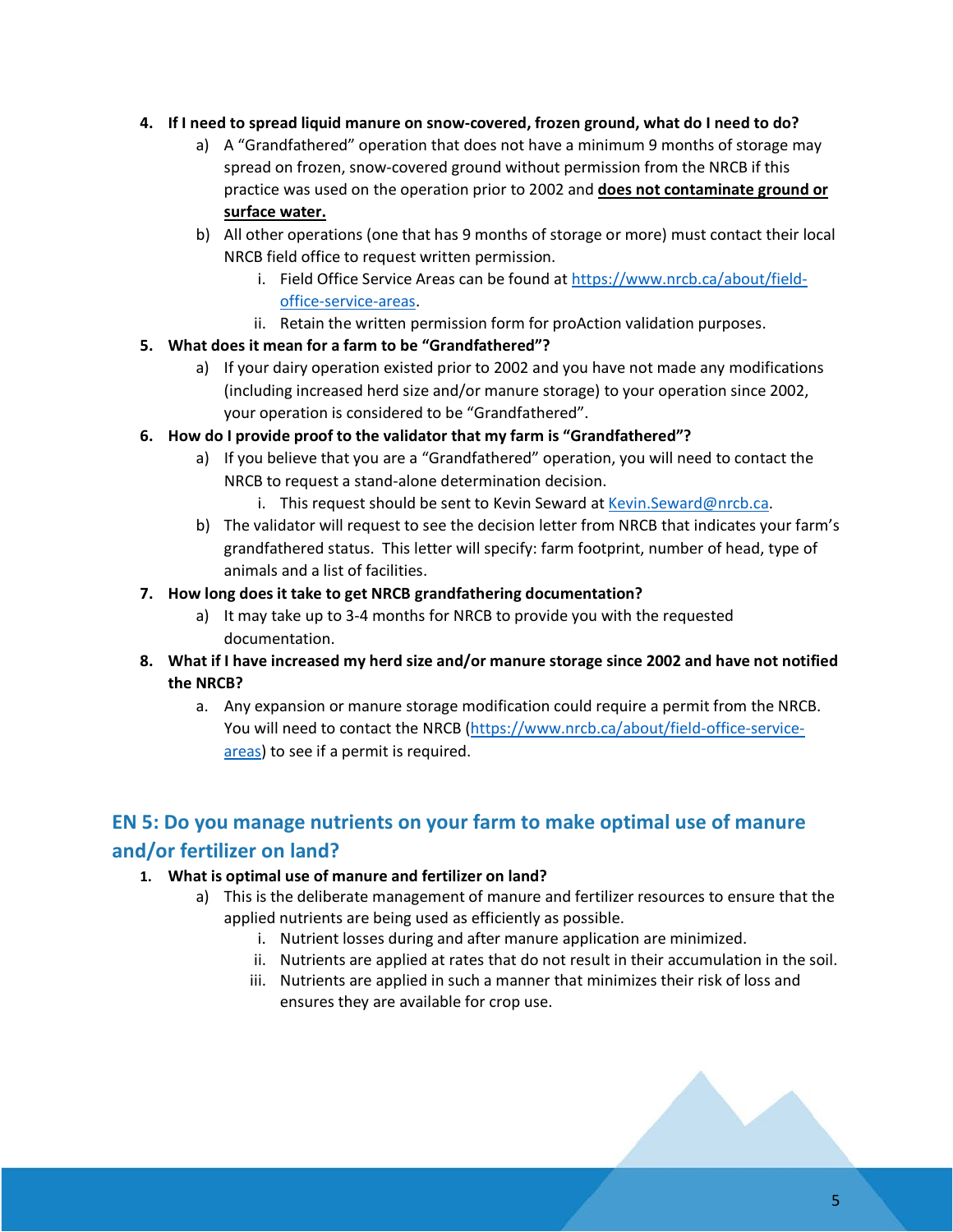4. **If I need to spread liquid manure on snow-covered, frozen ground, what do I need to do?**
   a) A "Grandfathered" operation that does not have a minimum 9 months of storage may spread on frozen, snow-covered ground without permission from the NRCB if this practice was used on the operation prior to 2002 and **does not contaminate ground or surface water.**
   b) All other operations (one that has 9 months of storage or more) must contact their local NRCB field office to request written permission.
      i. Field Office Service Areas can be found at https://www.nrcb.ca/about/field-office-service-areas.
      ii. Retain the written permission form for proAction validation purposes.
5. **What does it mean for a farm to be "Grandfathered"?**
   a) If your dairy operation existed prior to 2002 and you have not made any modifications (including increased herd size and/or manure storage) to your operation since 2002, your operation is considered to be "Grandfathered".
6. **How do I provide proof to the validator that my farm is "Grandfathered"?**
   a) If you believe that you are a "Grandfathered" operation, you will need to contact the NRCB to request a stand-alone determination decision.
      i. This request should be sent to Kevin Seward at Kevin.Seward@nrcb.ca.
   b) The validator will request to see the decision letter from NRCB that indicates your farm's grandfathered status. This letter will specify: farm footprint, number of head, type of animals and a list of facilities.
7. **How long does it take to get NRCB grandfathering documentation?**
   a) It may take up to 3-4 months for NRCB to provide you with the requested documentation.
8. **What if I have increased my herd size and/or manure storage since 2002 and have not notified the NRCB?**
   a. Any expansion or manure storage modification could require a permit from the NRCB. You will need to contact the NRCB (https://www.nrcb.ca/about/field-office-service-areas) to see if a permit is required.

## EN 5: Do you manage nutrients on your farm to make optimal use of manure and/or fertilizer on land?

1. **What is optimal use of manure and fertilizer on land?**
   a) This is the deliberate management of manure and fertilizer resources to ensure that the applied nutrients are being used as efficiently as possible.
      i. Nutrient losses during and after manure application are minimized.
      ii. Nutrients are applied at rates that do not result in their accumulation in the soil.
      iii. Nutrients are applied in such a manner that minimizes their risk of loss and ensures they are available for crop use.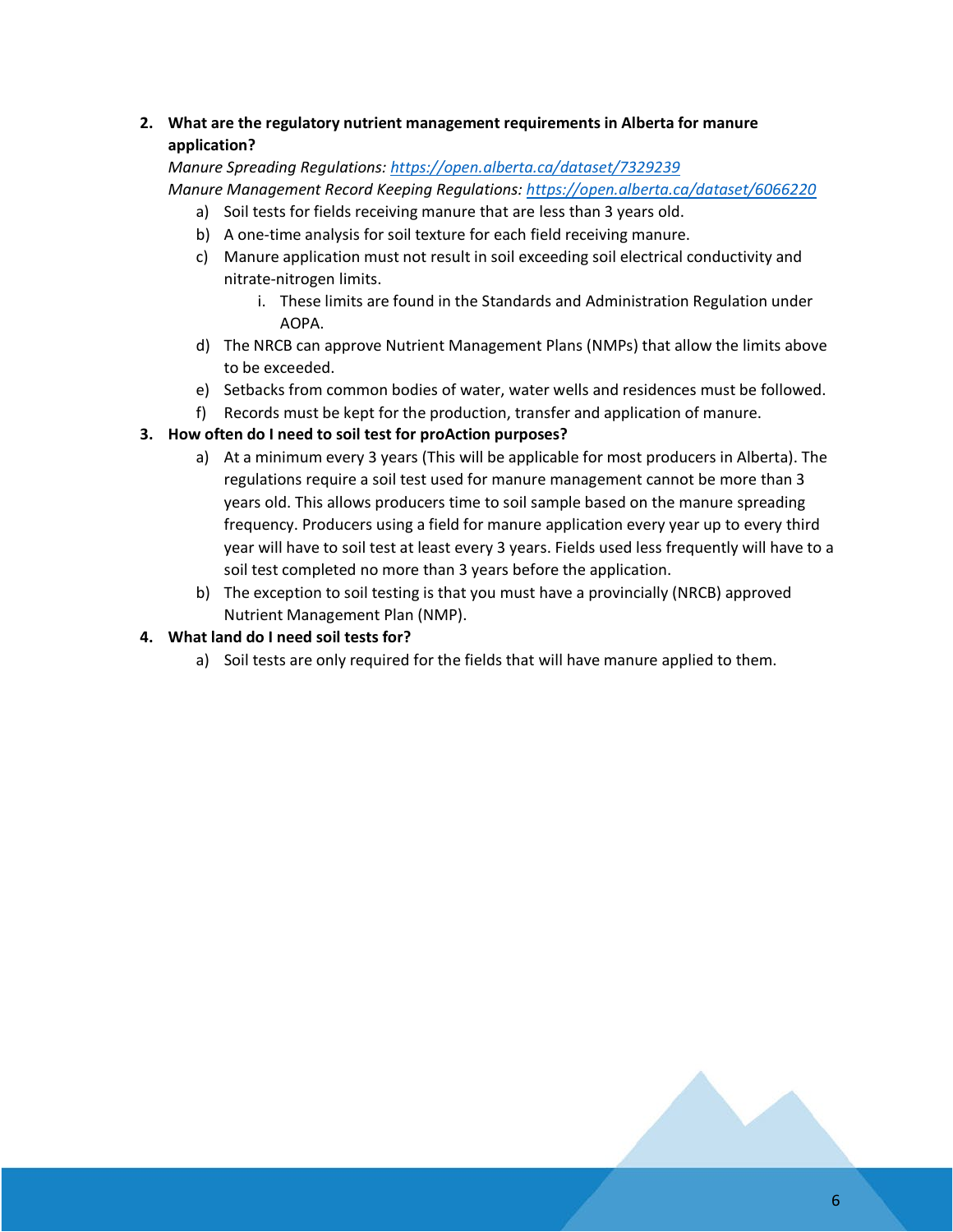2. **What are the regulatory nutrient management requirements in Alberta for manure application?**

   *Manure Spreading Regulations: https://open.alberta.ca/dataset/7329239*
   *Manure Management Record Keeping Regulations: https://open.alberta.ca/dataset/6066220*

   a) Soil tests for fields receiving manure that are less than 3 years old.
   b) A one-time analysis for soil texture for each field receiving manure.
   c) Manure application must not result in soil exceeding soil electrical conductivity and nitrate-nitrogen limits.
      i. These limits are found in the Standards and Administration Regulation under AOPA.
   d) The NRCB can approve Nutrient Management Plans (NMPs) that allow the limits above to be exceeded.
   e) Setbacks from common bodies of water, water wells and residences must be followed.
   f) Records must be kept for the production, transfer and application of manure.

3. **How often do I need to soil test for proAction purposes?**

   a) At a minimum every 3 years (This will be applicable for most producers in Alberta). The regulations require a soil test used for manure management cannot be more than 3 years old. This allows producers time to soil sample based on the manure spreading frequency. Producers using a field for manure application every year up to every third year will have to soil test at least every 3 years. Fields used less frequently will have to a soil test completed no more than 3 years before the application.
   b) The exception to soil testing is that you must have a provincially (NRCB) approved Nutrient Management Plan (NMP).

4. **What land do I need soil tests for?**

   a) Soil tests are only required for the fields that will have manure applied to them.